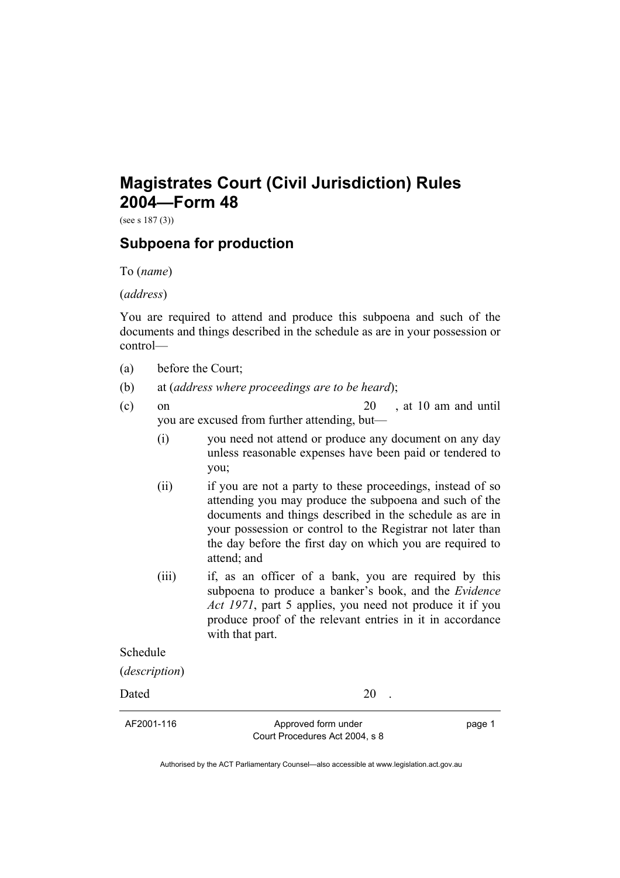# Magistrates Court (Civil Jurisdiction) Rules 2004—Form 48

(see s 187 (3))

## Subpoena for production

To (*name*)

(*address*)

You are required to attend and produce this subpoena and such of the documents and things described in the schedule as are in your possession or control—

(a) before the Court;

(b) at (*address where proceedings are to be heard*);

(c) on 20 , at 10 am and until you are excused from further attending, but—

  (i) you need not attend or produce any document on any day unless reasonable expenses have been paid or tendered to you;

  (ii) if you are not a party to these proceedings, instead of so attending you may produce the subpoena and such of the documents and things described in the schedule as are in your possession or control to the Registrar not later than the day before the first day on which you are required to attend; and

  (iii) if, as an officer of a bank, you are required by this subpoena to produce a banker's book, and the *Evidence Act 1971*, part 5 applies, you need not produce it if you produce proof of the relevant entries in it in accordance with that part.

Schedule

(*description*)

Dated 20 .

AF2001-116 Approved form under Court Procedures Act 2004, s 8

Authorised by the ACT Parliamentary Counsel—also accessible at www.legislation.act.gov.au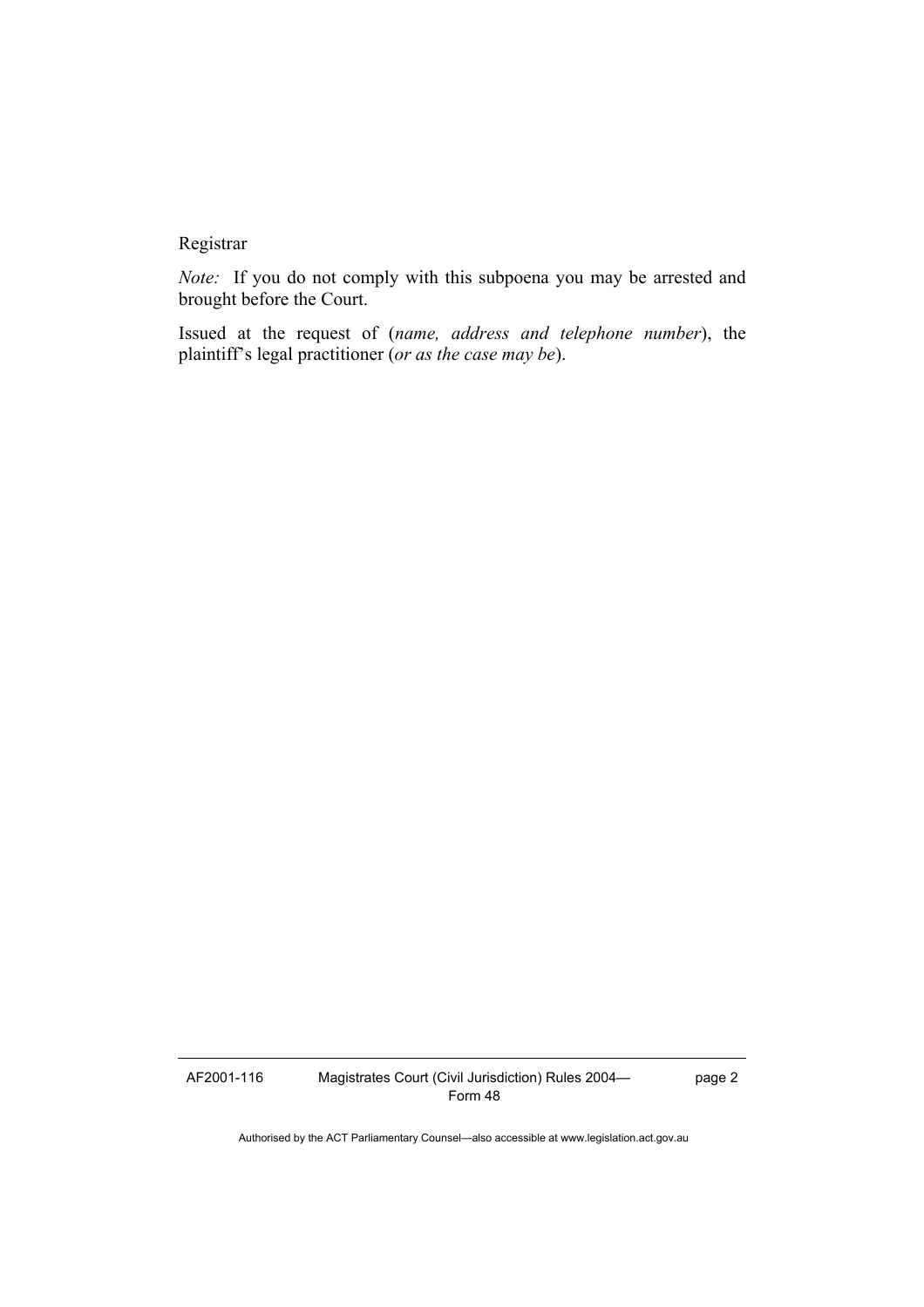Registrar

*Note:* If you do not comply with this subpoena you may be arrested and brought before the Court.

Issued at the request of (*name, address and telephone number*), the plaintiff's legal practitioner (*or as the case may be*).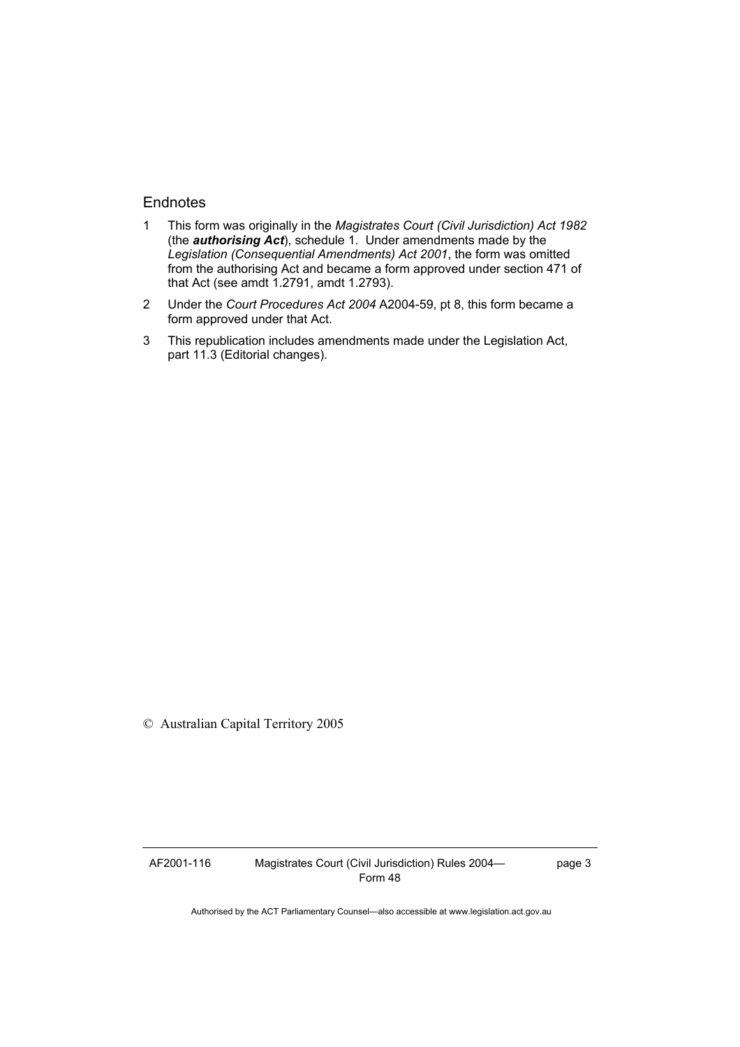## Endnotes

1. This form was originally in the *Magistrates Court (Civil Jurisdiction) Act 1982* (the ***authorising Act***), schedule 1. Under amendments made by the *Legislation (Consequential Amendments) Act 2001*, the form was omitted from the authorising Act and became a form approved under section 471 of that Act (see amdt 1.2791, amdt 1.2793).
2. Under the *Court Procedures Act 2004* A2004-59, pt 8, this form became a form approved under that Act.
3. This republication includes amendments made under the Legislation Act, part 11.3 (Editorial changes).

© Australian Capital Territory 2005